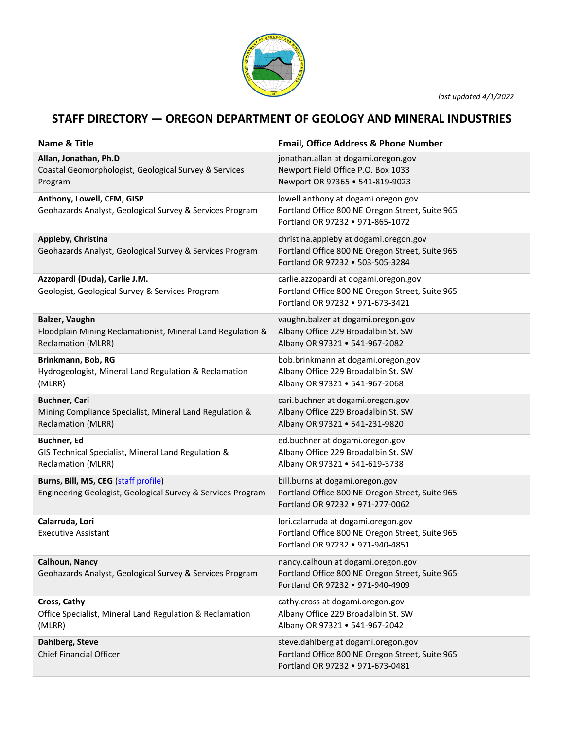*last updated 4/1/2022*

# STAFF DIRECTORY — OREGON DEPARTMENT OF GEOLOGY AND MINERAL INDUSTRIES

| Name & Title | Email, Office Address & Phone Number |
|---|---|
| **Allan, Jonathan, Ph.D**<br>Coastal Geomorphologist, Geological Survey & Services Program | jonathan.allan at dogami.oregon.gov<br>Newport Field Office P.O. Box 1033<br>Newport OR 97365 • 541-819-9023 |
| **Anthony, Lowell, CFM, GISP**<br>Geohazards Analyst, Geological Survey & Services Program | lowell.anthony at dogami.oregon.gov<br>Portland Office 800 NE Oregon Street, Suite 965<br>Portland OR 97232 • 971-865-1072 |
| **Appleby, Christina**<br>Geohazards Analyst, Geological Survey & Services Program | christina.appleby at dogami.oregon.gov<br>Portland Office 800 NE Oregon Street, Suite 965<br>Portland OR 97232 • 503-505-3284 |
| **Azzopardi (Duda), Carlie J.M.**<br>Geologist, Geological Survey & Services Program | carlie.azzopardi at dogami.oregon.gov<br>Portland Office 800 NE Oregon Street, Suite 965<br>Portland OR 97232 • 971-673-3421 |
| **Balzer, Vaughn**<br>Floodplain Mining Reclamationist, Mineral Land Regulation & Reclamation (MLRR) | vaughn.balzer at dogami.oregon.gov<br>Albany Office 229 Broadalbin St. SW<br>Albany OR 97321 • 541-967-2082 |
| **Brinkmann, Bob, RG**<br>Hydrogeologist, Mineral Land Regulation & Reclamation (MLRR) | bob.brinkmann at dogami.oregon.gov<br>Albany Office 229 Broadalbin St. SW<br>Albany OR 97321 • 541-967-2068 |
| **Buchner, Cari**<br>Mining Compliance Specialist, Mineral Land Regulation & Reclamation (MLRR) | cari.buchner at dogami.oregon.gov<br>Albany Office 229 Broadalbin St. SW<br>Albany OR 97321 • 541-231-9820 |
| **Buchner, Ed**<br>GIS Technical Specialist, Mineral Land Regulation & Reclamation (MLRR) | ed.buchner at dogami.oregon.gov<br>Albany Office 229 Broadalbin St. SW<br>Albany OR 97321 • 541-619-3738 |
| **Burns, Bill, MS, CEG** (staff profile)<br>Engineering Geologist, Geological Survey & Services Program | bill.burns at dogami.oregon.gov<br>Portland Office 800 NE Oregon Street, Suite 965<br>Portland OR 97232 • 971-277-0062 |
| **Calarruda, Lori**<br>Executive Assistant | lori.calarruda at dogami.oregon.gov<br>Portland Office 800 NE Oregon Street, Suite 965<br>Portland OR 97232 • 971-940-4851 |
| **Calhoun, Nancy**<br>Geohazards Analyst, Geological Survey & Services Program | nancy.calhoun at dogami.oregon.gov<br>Portland Office 800 NE Oregon Street, Suite 965<br>Portland OR 97232 • 971-940-4909 |
| **Cross, Cathy**<br>Office Specialist, Mineral Land Regulation & Reclamation (MLRR) | cathy.cross at dogami.oregon.gov<br>Albany Office 229 Broadalbin St. SW<br>Albany OR 97321 • 541-967-2042 |
| **Dahlberg, Steve**<br>Chief Financial Officer | steve.dahlberg at dogami.oregon.gov<br>Portland Office 800 NE Oregon Street, Suite 965<br>Portland OR 97232 • 971-673-0481 |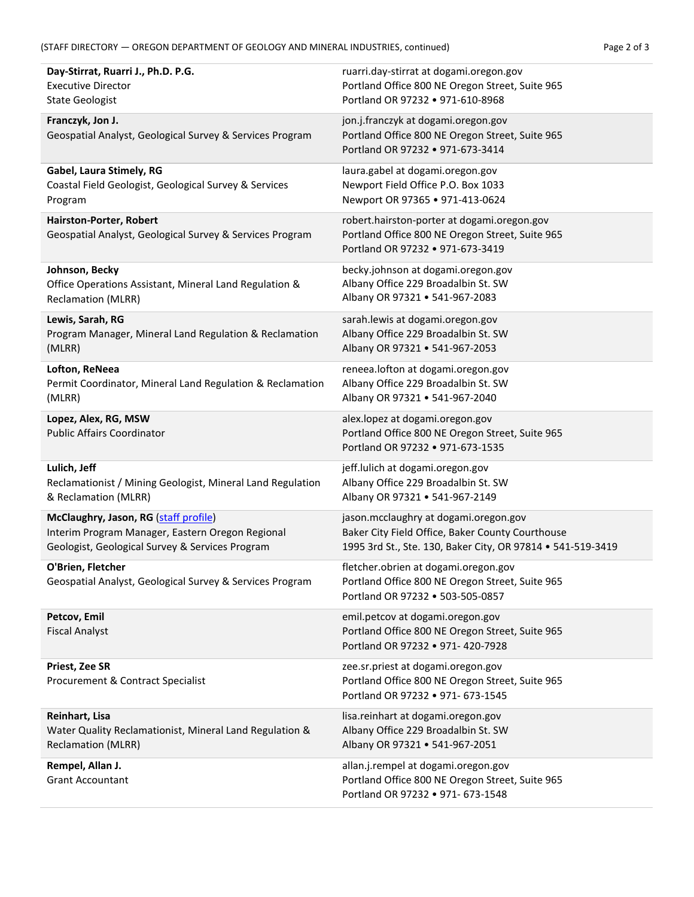| | |
|---|---|
| **Day-Stirrat, Ruarri J., Ph.D. P.G.**<br>Executive Director<br>State Geologist | ruarri.day-stirrat at dogami.oregon.gov<br>Portland Office 800 NE Oregon Street, Suite 965<br>Portland OR 97232 • 971-610-8968 |
| **Franczyk, Jon J.**<br>Geospatial Analyst, Geological Survey & Services Program | jon.j.franczyk at dogami.oregon.gov<br>Portland Office 800 NE Oregon Street, Suite 965<br>Portland OR 97232 • 971-673-3414 |
| **Gabel, Laura Stimely, RG**<br>Coastal Field Geologist, Geological Survey & Services Program | laura.gabel at dogami.oregon.gov<br>Newport Field Office P.O. Box 1033<br>Newport OR 97365 • 971-413-0624 |
| **Hairston-Porter, Robert**<br>Geospatial Analyst, Geological Survey & Services Program | robert.hairston-porter at dogami.oregon.gov<br>Portland Office 800 NE Oregon Street, Suite 965<br>Portland OR 97232 • 971-673-3419 |
| **Johnson, Becky**<br>Office Operations Assistant, Mineral Land Regulation & Reclamation (MLRR) | becky.johnson at dogami.oregon.gov<br>Albany Office 229 Broadalbin St. SW<br>Albany OR 97321 • 541-967-2083 |
| **Lewis, Sarah, RG**<br>Program Manager, Mineral Land Regulation & Reclamation (MLRR) | sarah.lewis at dogami.oregon.gov<br>Albany Office 229 Broadalbin St. SW<br>Albany OR 97321 • 541-967-2053 |
| **Lofton, ReNeea**<br>Permit Coordinator, Mineral Land Regulation & Reclamation (MLRR) | reneea.lofton at dogami.oregon.gov<br>Albany Office 229 Broadalbin St. SW<br>Albany OR 97321 • 541-967-2040 |
| **Lopez, Alex, RG, MSW**<br>Public Affairs Coordinator | alex.lopez at dogami.oregon.gov<br>Portland Office 800 NE Oregon Street, Suite 965<br>Portland OR 97232 • 971-673-1535 |
| **Lulich, Jeff**<br>Reclamationist / Mining Geologist, Mineral Land Regulation & Reclamation (MLRR) | jeff.lulich at dogami.oregon.gov<br>Albany Office 229 Broadalbin St. SW<br>Albany OR 97321 • 541-967-2149 |
| **McClaughry, Jason, RG** (staff profile)<br>Interim Program Manager, Eastern Oregon Regional Geologist, Geological Survey & Services Program | jason.mcclaughry at dogami.oregon.gov<br>Baker City Field Office, Baker County Courthouse<br>1995 3rd St., Ste. 130, Baker City, OR 97814 • 541-519-3419 |
| **O'Brien, Fletcher**<br>Geospatial Analyst, Geological Survey & Services Program | fletcher.obrien at dogami.oregon.gov<br>Portland Office 800 NE Oregon Street, Suite 965<br>Portland OR 97232 • 503-505-0857 |
| **Petcov, Emil**<br>Fiscal Analyst | emil.petcov at dogami.oregon.gov<br>Portland Office 800 NE Oregon Street, Suite 965<br>Portland OR 97232 • 971- 420-7928 |
| **Priest, Zee SR**<br>Procurement & Contract Specialist | zee.sr.priest at dogami.oregon.gov<br>Portland Office 800 NE Oregon Street, Suite 965<br>Portland OR 97232 • 971- 673-1545 |
| **Reinhart, Lisa**<br>Water Quality Reclamationist, Mineral Land Regulation & Reclamation (MLRR) | lisa.reinhart at dogami.oregon.gov<br>Albany Office 229 Broadalbin St. SW<br>Albany OR 97321 • 541-967-2051 |
| **Rempel, Allan J.**<br>Grant Accountant | allan.j.rempel at dogami.oregon.gov<br>Portland Office 800 NE Oregon Street, Suite 965<br>Portland OR 97232 • 971- 673-1548 |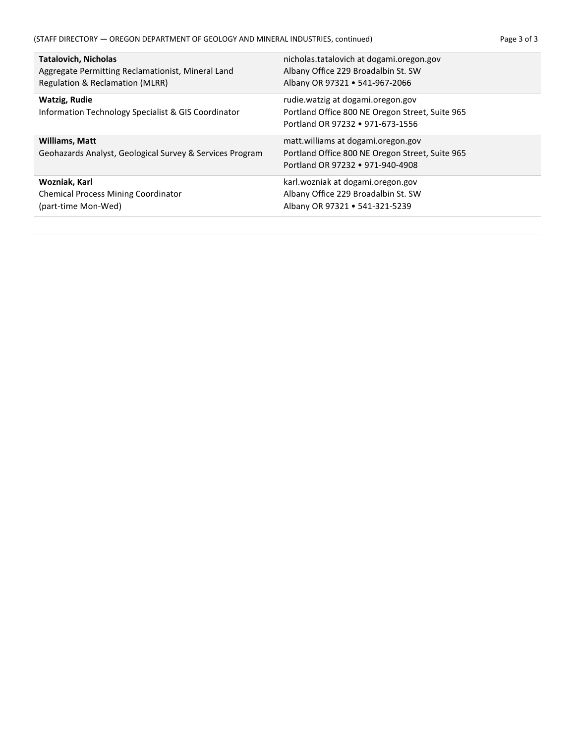| | |
|---|---|
| **Tatalovich, Nicholas**<br>Aggregate Permitting Reclamationist, Mineral Land Regulation & Reclamation (MLRR) | nicholas.tatalovich at dogami.oregon.gov<br>Albany Office 229 Broadalbin St. SW<br>Albany OR 97321 • 541-967-2066 |
| **Watzig, Rudie**<br>Information Technology Specialist & GIS Coordinator | rudie.watzig at dogami.oregon.gov<br>Portland Office 800 NE Oregon Street, Suite 965<br>Portland OR 97232 • 971-673-1556 |
| **Williams, Matt**<br>Geohazards Analyst, Geological Survey & Services Program | matt.williams at dogami.oregon.gov<br>Portland Office 800 NE Oregon Street, Suite 965<br>Portland OR 97232 • 971-940-4908 |
| **Wozniak, Karl**<br>Chemical Process Mining Coordinator<br>(part-time Mon-Wed) | karl.wozniak at dogami.oregon.gov<br>Albany Office 229 Broadalbin St. SW<br>Albany OR 97321 • 541-321-5239 |